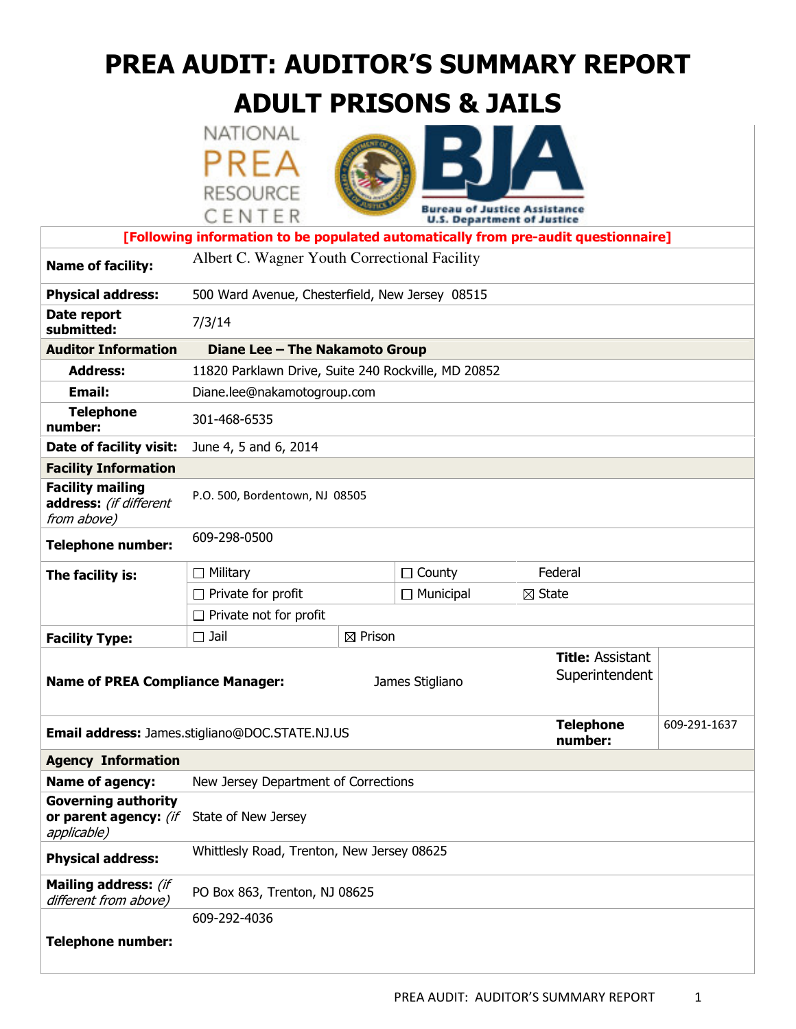# PREA AUDIT: AUDITOR'S SUMMARY REPORT
# ADULT PRISONS & JAILS

**[Following information to be populated automatically from pre-audit questionnaire]**

| | |
|---|---|
| **Name of facility:** | Albert C. Wagner Youth Correctional Facility |
| **Physical address:** | 500 Ward Avenue, Chesterfield, New Jersey 08515 |
| **Date report submitted:** | 7/3/14 |
| **Auditor Information** | **Diane Lee – The Nakamoto Group** |
| **Address:** | 11820 Parklawn Drive, Suite 240 Rockville, MD 20852 |
| **Email:** | Diane.lee@nakamotogroup.com |
| **Telephone number:** | 301-468-6535 |
| **Date of facility visit:** | June 4, 5 and 6, 2014 |
| **Facility Information** | |
| **Facility mailing address:** *(if different from above)* | P.O. 500, Bordentown, NJ 08505 |
| **Telephone number:** | 609-298-0500 |

| | | | |
|---|---|---|---|
| **The facility is:** | ☐ Military | ☐ County | Federal |
| | ☐ Private for profit | ☐ Municipal | ☒ State |
| | ☐ Private not for profit | | |
| **Facility Type:** | ☐ Jail | ☒ Prison | |

| | | | |
|---|---|---|---|
| **Name of PREA Compliance Manager:** | James Stigliano | **Title:** Assistant Superintendent | |
| **Email address:** James.stigliano@DOC.STATE.NJ.US | | **Telephone number:** | 609-291-1637 |

| | |
|---|---|
| **Agency Information** | |
| **Name of agency:** | New Jersey Department of Corrections |
| **Governing authority or parent agency:** *(if applicable)* | State of New Jersey |
| **Physical address:** | Whittlesly Road, Trenton, New Jersey 08625 |
| **Mailing address:** *(if different from above)* | PO Box 863, Trenton, NJ 08625 |
| **Telephone number:** | 609-292-4036 |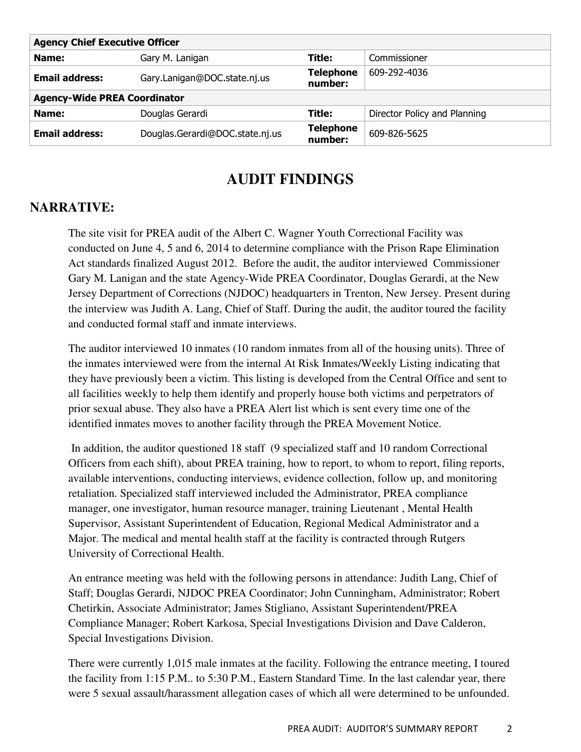| Agency Chief Executive Officer | | | |
|---|---|---|---|
| **Name:** | Gary M. Lanigan | **Title:** | Commissioner |
| **Email address:** | Gary.Lanigan@DOC.state.nj.us | **Telephone number:** | 609-292-4036 |
| **Agency-Wide PREA Coordinator** | | | |
| **Name:** | Douglas Gerardi | **Title:** | Director Policy and Planning |
| **Email address:** | Douglas.Gerardi@DOC.state.nj.us | **Telephone number:** | 609-826-5625 |

# AUDIT FINDINGS

## NARRATIVE:

The site visit for PREA audit of the Albert C. Wagner Youth Correctional Facility was conducted on June 4, 5 and 6, 2014 to determine compliance with the Prison Rape Elimination Act standards finalized August 2012. Before the audit, the auditor interviewed Commissioner Gary M. Lanigan and the state Agency-Wide PREA Coordinator, Douglas Gerardi, at the New Jersey Department of Corrections (NJDOC) headquarters in Trenton, New Jersey. Present during the interview was Judith A. Lang, Chief of Staff. During the audit, the auditor toured the facility and conducted formal staff and inmate interviews.

The auditor interviewed 10 inmates (10 random inmates from all of the housing units). Three of the inmates interviewed were from the internal At Risk Inmates/Weekly Listing indicating that they have previously been a victim. This listing is developed from the Central Office and sent to all facilities weekly to help them identify and properly house both victims and perpetrators of prior sexual abuse. They also have a PREA Alert list which is sent every time one of the identified inmates moves to another facility through the PREA Movement Notice.

In addition, the auditor questioned 18 staff (9 specialized staff and 10 random Correctional Officers from each shift), about PREA training, how to report, to whom to report, filing reports, available interventions, conducting interviews, evidence collection, follow up, and monitoring retaliation. Specialized staff interviewed included the Administrator, PREA compliance manager, one investigator, human resource manager, training Lieutenant , Mental Health Supervisor, Assistant Superintendent of Education, Regional Medical Administrator and a Major. The medical and mental health staff at the facility is contracted through Rutgers University of Correctional Health.

An entrance meeting was held with the following persons in attendance: Judith Lang, Chief of Staff; Douglas Gerardi, NJDOC PREA Coordinator; John Cunningham, Administrator; Robert Chetirkin, Associate Administrator; James Stigliano, Assistant Superintendent/PREA Compliance Manager; Robert Karkosa, Special Investigations Division and Dave Calderon, Special Investigations Division.

There were currently 1,015 male inmates at the facility. Following the entrance meeting, I toured the facility from 1:15 P.M.. to 5:30 P.M., Eastern Standard Time. In the last calendar year, there were 5 sexual assault/harassment allegation cases of which all were determined to be unfounded.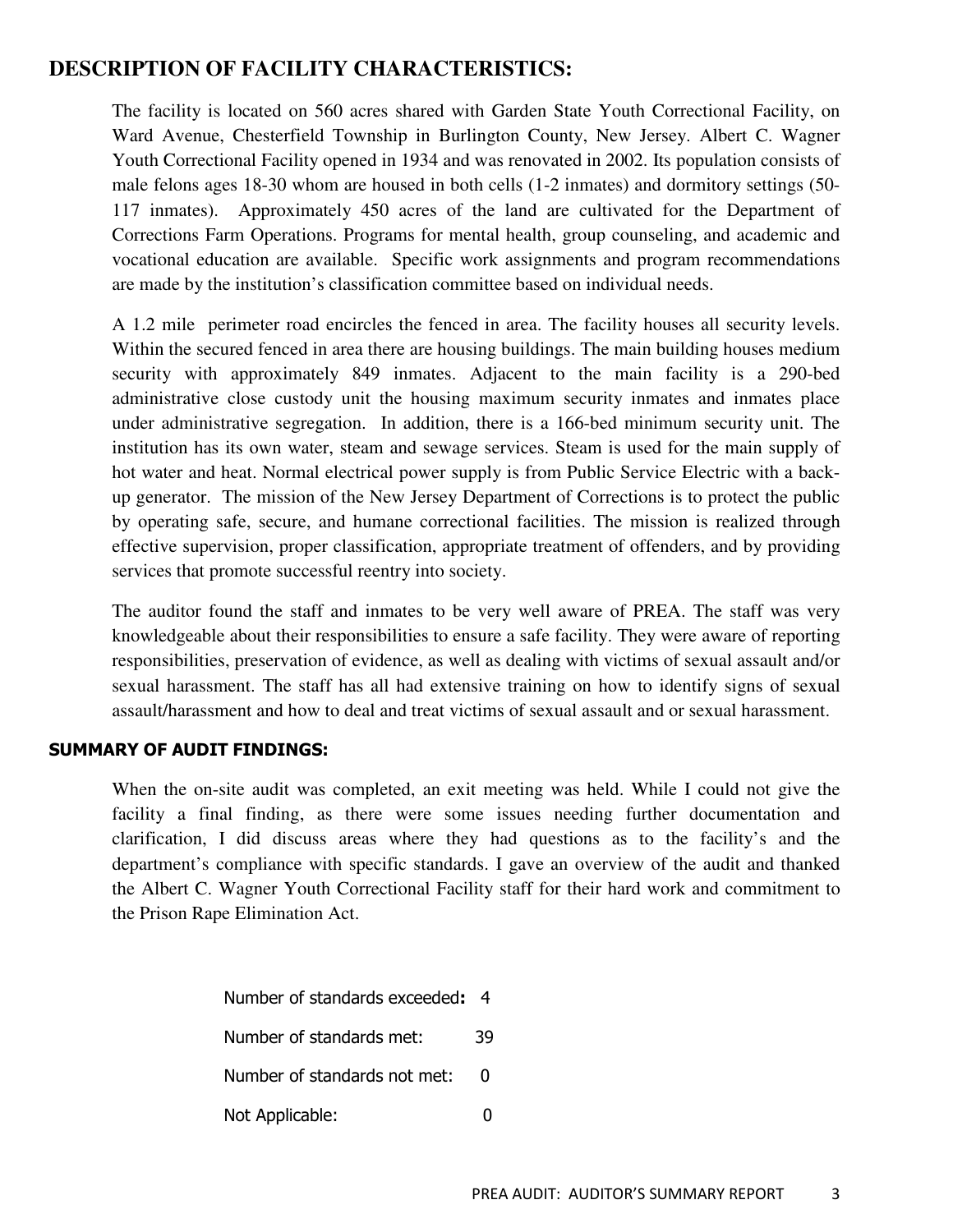## DESCRIPTION OF FACILITY CHARACTERISTICS:

The facility is located on 560 acres shared with Garden State Youth Correctional Facility, on Ward Avenue, Chesterfield Township in Burlington County, New Jersey. Albert C. Wagner Youth Correctional Facility opened in 1934 and was renovated in 2002. Its population consists of male felons ages 18-30 whom are housed in both cells (1-2 inmates) and dormitory settings (50-117 inmates). Approximately 450 acres of the land are cultivated for the Department of Corrections Farm Operations. Programs for mental health, group counseling, and academic and vocational education are available. Specific work assignments and program recommendations are made by the institution's classification committee based on individual needs.

A 1.2 mile perimeter road encircles the fenced in area. The facility houses all security levels. Within the secured fenced in area there are housing buildings. The main building houses medium security with approximately 849 inmates. Adjacent to the main facility is a 290-bed administrative close custody unit the housing maximum security inmates and inmates place under administrative segregation. In addition, there is a 166-bed minimum security unit. The institution has its own water, steam and sewage services. Steam is used for the main supply of hot water and heat. Normal electrical power supply is from Public Service Electric with a back-up generator. The mission of the New Jersey Department of Corrections is to protect the public by operating safe, secure, and humane correctional facilities. The mission is realized through effective supervision, proper classification, appropriate treatment of offenders, and by providing services that promote successful reentry into society.

The auditor found the staff and inmates to be very well aware of PREA. The staff was very knowledgeable about their responsibilities to ensure a safe facility. They were aware of reporting responsibilities, preservation of evidence, as well as dealing with victims of sexual assault and/or sexual harassment. The staff has all had extensive training on how to identify signs of sexual assault/harassment and how to deal and treat victims of sexual assault and or sexual harassment.

### SUMMARY OF AUDIT FINDINGS:

When the on-site audit was completed, an exit meeting was held. While I could not give the facility a final finding, as there were some issues needing further documentation and clarification, I did discuss areas where they had questions as to the facility's and the department's compliance with specific standards. I gave an overview of the audit and thanked the Albert C. Wagner Youth Correctional Facility staff for their hard work and commitment to the Prison Rape Elimination Act.

Number of standards exceeded**:** 4

Number of standards met: 39

Number of standards not met: 0

Not Applicable: 0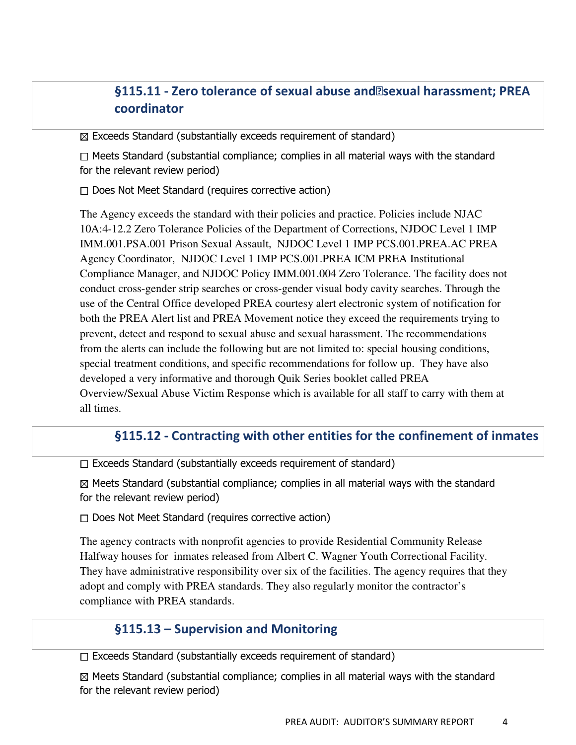## §115.11 - Zero tolerance of sexual abuse and sexual harassment; PREA coordinator

☒ Exceeds Standard (substantially exceeds requirement of standard)

☐ Meets Standard (substantial compliance; complies in all material ways with the standard for the relevant review period)

☐ Does Not Meet Standard (requires corrective action)

The Agency exceeds the standard with their policies and practice. Policies include NJAC 10A:4-12.2 Zero Tolerance Policies of the Department of Corrections, NJDOC Level 1 IMP IMM.001.PSA.001 Prison Sexual Assault, NJDOC Level 1 IMP PCS.001.PREA.AC PREA Agency Coordinator, NJDOC Level 1 IMP PCS.001.PREA ICM PREA Institutional Compliance Manager, and NJDOC Policy IMM.001.004 Zero Tolerance. The facility does not conduct cross-gender strip searches or cross-gender visual body cavity searches. Through the use of the Central Office developed PREA courtesy alert electronic system of notification for both the PREA Alert list and PREA Movement notice they exceed the requirements trying to prevent, detect and respond to sexual abuse and sexual harassment. The recommendations from the alerts can include the following but are not limited to: special housing conditions, special treatment conditions, and specific recommendations for follow up. They have also developed a very informative and thorough Quik Series booklet called PREA Overview/Sexual Abuse Victim Response which is available for all staff to carry with them at all times.

## §115.12 - Contracting with other entities for the confinement of inmates

☐ Exceeds Standard (substantially exceeds requirement of standard)

☒ Meets Standard (substantial compliance; complies in all material ways with the standard for the relevant review period)

☐ Does Not Meet Standard (requires corrective action)

The agency contracts with nonprofit agencies to provide Residential Community Release Halfway houses for inmates released from Albert C. Wagner Youth Correctional Facility. They have administrative responsibility over six of the facilities. The agency requires that they adopt and comply with PREA standards. They also regularly monitor the contractor's compliance with PREA standards.

## §115.13 – Supervision and Monitoring

☐ Exceeds Standard (substantially exceeds requirement of standard)

☒ Meets Standard (substantial compliance; complies in all material ways with the standard for the relevant review period)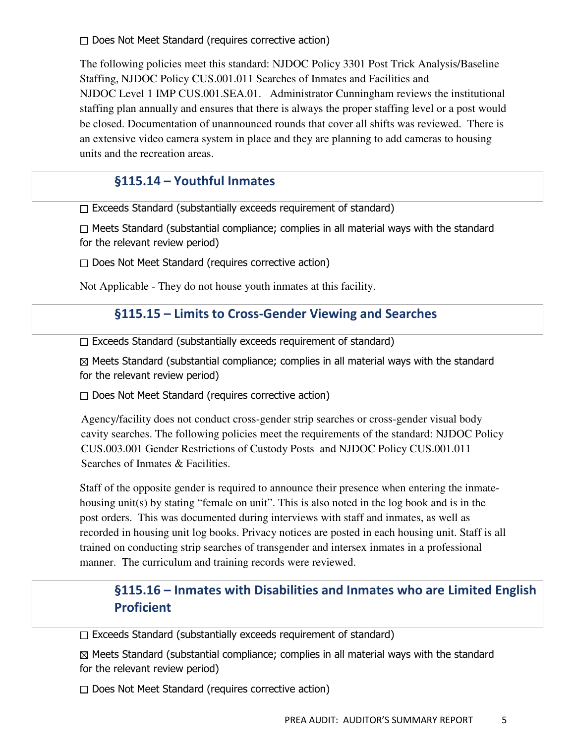☐ Does Not Meet Standard (requires corrective action)

The following policies meet this standard: NJDOC Policy 3301 Post Trick Analysis/Baseline Staffing, NJDOC Policy CUS.001.011 Searches of Inmates and Facilities and NJDOC Level 1 IMP CUS.001.SEA.01. Administrator Cunningham reviews the institutional staffing plan annually and ensures that there is always the proper staffing level or a post would be closed. Documentation of unannounced rounds that cover all shifts was reviewed. There is an extensive video camera system in place and they are planning to add cameras to housing units and the recreation areas.

## §115.14 – Youthful Inmates

☐ Exceeds Standard (substantially exceeds requirement of standard)

☐ Meets Standard (substantial compliance; complies in all material ways with the standard for the relevant review period)

☐ Does Not Meet Standard (requires corrective action)

Not Applicable - They do not house youth inmates at this facility.

## §115.15 – Limits to Cross-Gender Viewing and Searches

☐ Exceeds Standard (substantially exceeds requirement of standard)

☒ Meets Standard (substantial compliance; complies in all material ways with the standard for the relevant review period)

☐ Does Not Meet Standard (requires corrective action)

Agency/facility does not conduct cross-gender strip searches or cross-gender visual body cavity searches. The following policies meet the requirements of the standard: NJDOC Policy CUS.003.001 Gender Restrictions of Custody Posts and NJDOC Policy CUS.001.011 Searches of Inmates & Facilities.

Staff of the opposite gender is required to announce their presence when entering the inmate-housing unit(s) by stating "female on unit". This is also noted in the log book and is in the post orders. This was documented during interviews with staff and inmates, as well as recorded in housing unit log books. Privacy notices are posted in each housing unit. Staff is all trained on conducting strip searches of transgender and intersex inmates in a professional manner. The curriculum and training records were reviewed.

## §115.16 – Inmates with Disabilities and Inmates who are Limited English Proficient

☐ Exceeds Standard (substantially exceeds requirement of standard)

☒ Meets Standard (substantial compliance; complies in all material ways with the standard for the relevant review period)

☐ Does Not Meet Standard (requires corrective action)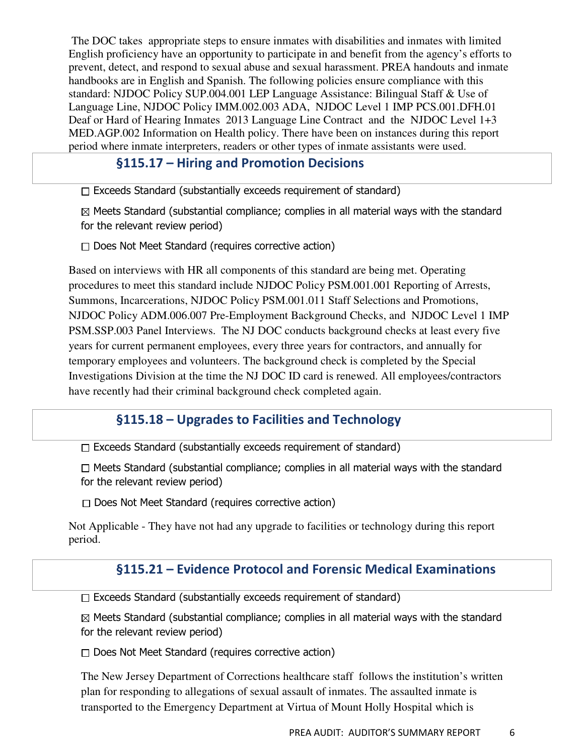The DOC takes appropriate steps to ensure inmates with disabilities and inmates with limited English proficiency have an opportunity to participate in and benefit from the agency's efforts to prevent, detect, and respond to sexual abuse and sexual harassment. PREA handouts and inmate handbooks are in English and Spanish. The following policies ensure compliance with this standard: NJDOC Policy SUP.004.001 LEP Language Assistance: Bilingual Staff & Use of Language Line, NJDOC Policy IMM.002.003 ADA, NJDOC Level 1 IMP PCS.001.DFH.01 Deaf or Hard of Hearing Inmates 2013 Language Line Contract and the NJDOC Level 1+3 MED.AGP.002 Information on Health policy. There have been on instances during this report period where inmate interpreters, readers or other types of inmate assistants were used.

## §115.17 – Hiring and Promotion Decisions

☐ Exceeds Standard (substantially exceeds requirement of standard)

☒ Meets Standard (substantial compliance; complies in all material ways with the standard for the relevant review period)

☐ Does Not Meet Standard (requires corrective action)

Based on interviews with HR all components of this standard are being met. Operating procedures to meet this standard include NJDOC Policy PSM.001.001 Reporting of Arrests, Summons, Incarcerations, NJDOC Policy PSM.001.011 Staff Selections and Promotions, NJDOC Policy ADM.006.007 Pre-Employment Background Checks, and NJDOC Level 1 IMP PSM.SSP.003 Panel Interviews. The NJ DOC conducts background checks at least every five years for current permanent employees, every three years for contractors, and annually for temporary employees and volunteers. The background check is completed by the Special Investigations Division at the time the NJ DOC ID card is renewed. All employees/contractors have recently had their criminal background check completed again.

## §115.18 – Upgrades to Facilities and Technology

☐ Exceeds Standard (substantially exceeds requirement of standard)

☐ Meets Standard (substantial compliance; complies in all material ways with the standard for the relevant review period)

☐ Does Not Meet Standard (requires corrective action)

Not Applicable - They have not had any upgrade to facilities or technology during this report period.

## §115.21 – Evidence Protocol and Forensic Medical Examinations

☐ Exceeds Standard (substantially exceeds requirement of standard)

☒ Meets Standard (substantial compliance; complies in all material ways with the standard for the relevant review period)

☐ Does Not Meet Standard (requires corrective action)

The New Jersey Department of Corrections healthcare staff follows the institution's written plan for responding to allegations of sexual assault of inmates. The assaulted inmate is transported to the Emergency Department at Virtua of Mount Holly Hospital which is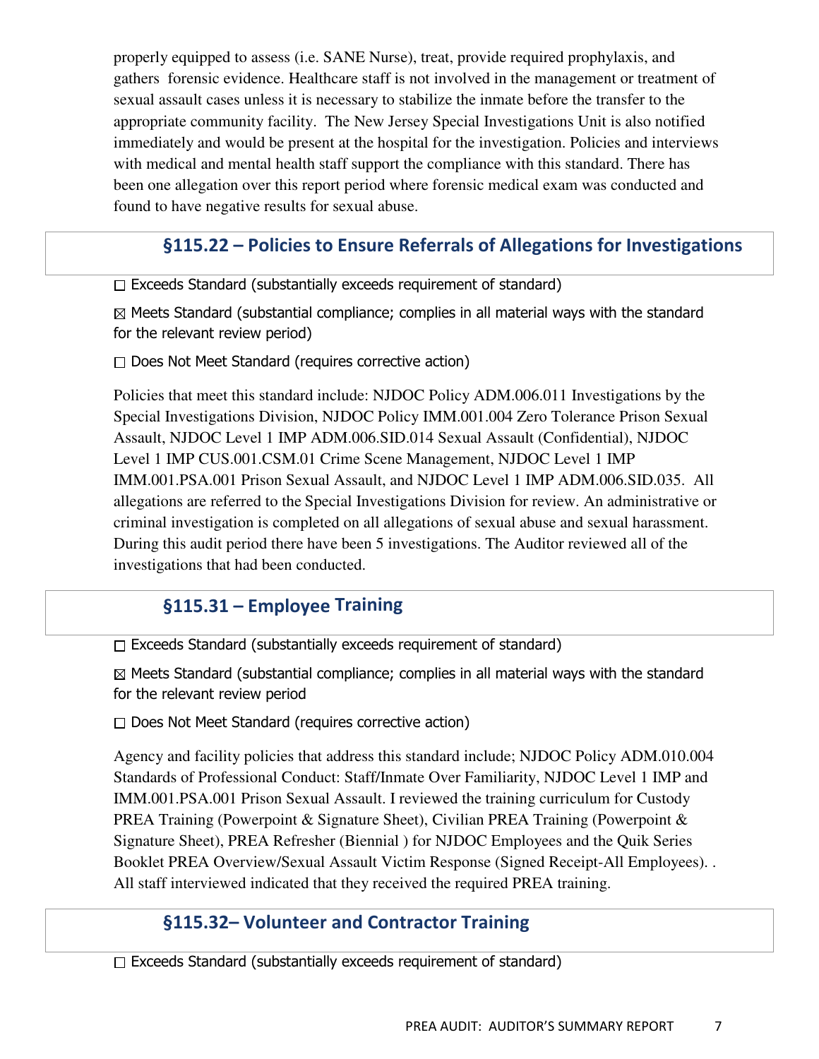properly equipped to assess (i.e. SANE Nurse), treat, provide required prophylaxis, and gathers forensic evidence. Healthcare staff is not involved in the management or treatment of sexual assault cases unless it is necessary to stabilize the inmate before the transfer to the appropriate community facility. The New Jersey Special Investigations Unit is also notified immediately and would be present at the hospital for the investigation. Policies and interviews with medical and mental health staff support the compliance with this standard. There has been one allegation over this report period where forensic medical exam was conducted and found to have negative results for sexual abuse.

## §115.22 – Policies to Ensure Referrals of Allegations for Investigations

☐ Exceeds Standard (substantially exceeds requirement of standard)

☒ Meets Standard (substantial compliance; complies in all material ways with the standard for the relevant review period)

☐ Does Not Meet Standard (requires corrective action)

Policies that meet this standard include: NJDOC Policy ADM.006.011 Investigations by the Special Investigations Division, NJDOC Policy IMM.001.004 Zero Tolerance Prison Sexual Assault, NJDOC Level 1 IMP ADM.006.SID.014 Sexual Assault (Confidential), NJDOC Level 1 IMP CUS.001.CSM.01 Crime Scene Management, NJDOC Level 1 IMP IMM.001.PSA.001 Prison Sexual Assault, and NJDOC Level 1 IMP ADM.006.SID.035. All allegations are referred to the Special Investigations Division for review. An administrative or criminal investigation is completed on all allegations of sexual abuse and sexual harassment. During this audit period there have been 5 investigations. The Auditor reviewed all of the investigations that had been conducted.

## §115.31 – Employee Training

☐ Exceeds Standard (substantially exceeds requirement of standard)

☒ Meets Standard (substantial compliance; complies in all material ways with the standard for the relevant review period

☐ Does Not Meet Standard (requires corrective action)

Agency and facility policies that address this standard include; NJDOC Policy ADM.010.004 Standards of Professional Conduct: Staff/Inmate Over Familiarity, NJDOC Level 1 IMP and IMM.001.PSA.001 Prison Sexual Assault. I reviewed the training curriculum for Custody PREA Training (Powerpoint & Signature Sheet), Civilian PREA Training (Powerpoint & Signature Sheet), PREA Refresher (Biennial ) for NJDOC Employees and the Quik Series Booklet PREA Overview/Sexual Assault Victim Response (Signed Receipt-All Employees). . All staff interviewed indicated that they received the required PREA training.

## §115.32– Volunteer and Contractor Training

☐ Exceeds Standard (substantially exceeds requirement of standard)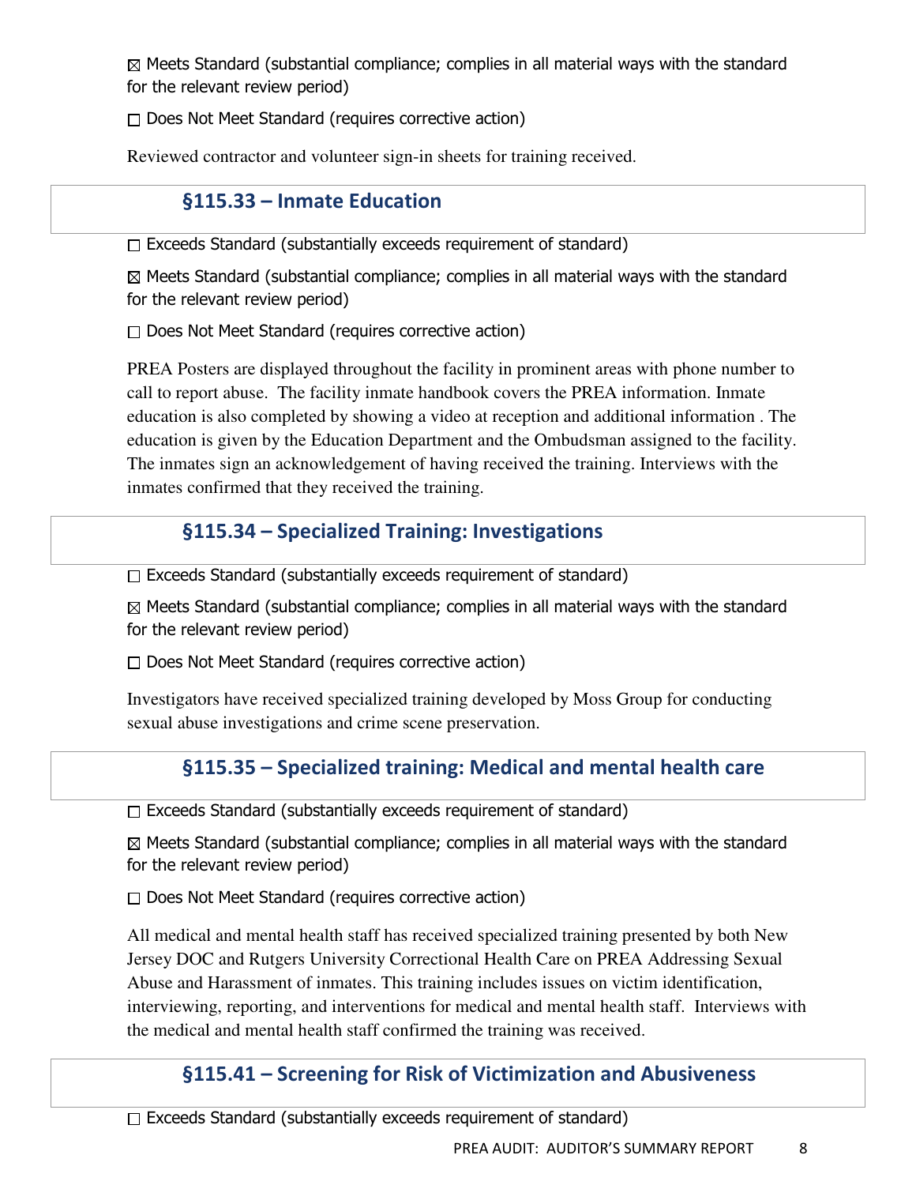☒ Meets Standard (substantial compliance; complies in all material ways with the standard for the relevant review period)

☐ Does Not Meet Standard (requires corrective action)

Reviewed contractor and volunteer sign-in sheets for training received.

## §115.33 – Inmate Education

☐ Exceeds Standard (substantially exceeds requirement of standard)

☒ Meets Standard (substantial compliance; complies in all material ways with the standard for the relevant review period)

☐ Does Not Meet Standard (requires corrective action)

PREA Posters are displayed throughout the facility in prominent areas with phone number to call to report abuse. The facility inmate handbook covers the PREA information. Inmate education is also completed by showing a video at reception and additional information . The education is given by the Education Department and the Ombudsman assigned to the facility. The inmates sign an acknowledgement of having received the training. Interviews with the inmates confirmed that they received the training.

## §115.34 – Specialized Training: Investigations

☐ Exceeds Standard (substantially exceeds requirement of standard)

☒ Meets Standard (substantial compliance; complies in all material ways with the standard for the relevant review period)

☐ Does Not Meet Standard (requires corrective action)

Investigators have received specialized training developed by Moss Group for conducting sexual abuse investigations and crime scene preservation.

## §115.35 – Specialized training: Medical and mental health care

☐ Exceeds Standard (substantially exceeds requirement of standard)

☒ Meets Standard (substantial compliance; complies in all material ways with the standard for the relevant review period)

☐ Does Not Meet Standard (requires corrective action)

All medical and mental health staff has received specialized training presented by both New Jersey DOC and Rutgers University Correctional Health Care on PREA Addressing Sexual Abuse and Harassment of inmates. This training includes issues on victim identification, interviewing, reporting, and interventions for medical and mental health staff. Interviews with the medical and mental health staff confirmed the training was received.

## §115.41 – Screening for Risk of Victimization and Abusiveness

☐ Exceeds Standard (substantially exceeds requirement of standard)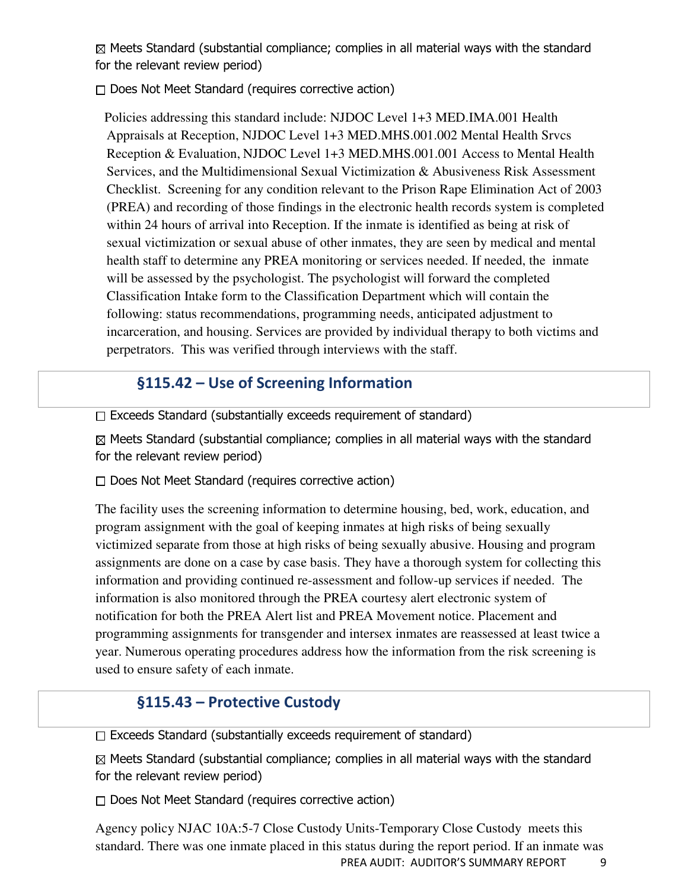☒ Meets Standard (substantial compliance; complies in all material ways with the standard for the relevant review period)

☐ Does Not Meet Standard (requires corrective action)

Policies addressing this standard include: NJDOC Level 1+3 MED.IMA.001 Health Appraisals at Reception, NJDOC Level 1+3 MED.MHS.001.002 Mental Health Srvcs Reception & Evaluation, NJDOC Level 1+3 MED.MHS.001.001 Access to Mental Health Services, and the Multidimensional Sexual Victimization & Abusiveness Risk Assessment Checklist. Screening for any condition relevant to the Prison Rape Elimination Act of 2003 (PREA) and recording of those findings in the electronic health records system is completed within 24 hours of arrival into Reception. If the inmate is identified as being at risk of sexual victimization or sexual abuse of other inmates, they are seen by medical and mental health staff to determine any PREA monitoring or services needed. If needed, the inmate will be assessed by the psychologist. The psychologist will forward the completed Classification Intake form to the Classification Department which will contain the following: status recommendations, programming needs, anticipated adjustment to incarceration, and housing. Services are provided by individual therapy to both victims and perpetrators. This was verified through interviews with the staff.

## §115.42 – Use of Screening Information

☐ Exceeds Standard (substantially exceeds requirement of standard)

☒ Meets Standard (substantial compliance; complies in all material ways with the standard for the relevant review period)

☐ Does Not Meet Standard (requires corrective action)

The facility uses the screening information to determine housing, bed, work, education, and program assignment with the goal of keeping inmates at high risks of being sexually victimized separate from those at high risks of being sexually abusive. Housing and program assignments are done on a case by case basis. They have a thorough system for collecting this information and providing continued re-assessment and follow-up services if needed. The information is also monitored through the PREA courtesy alert electronic system of notification for both the PREA Alert list and PREA Movement notice. Placement and programming assignments for transgender and intersex inmates are reassessed at least twice a year. Numerous operating procedures address how the information from the risk screening is used to ensure safety of each inmate.

## §115.43 – Protective Custody

☐ Exceeds Standard (substantially exceeds requirement of standard)

☒ Meets Standard (substantial compliance; complies in all material ways with the standard for the relevant review period)

☐ Does Not Meet Standard (requires corrective action)

Agency policy NJAC 10A:5-7 Close Custody Units-Temporary Close Custody meets this standard. There was one inmate placed in this status during the report period. If an inmate was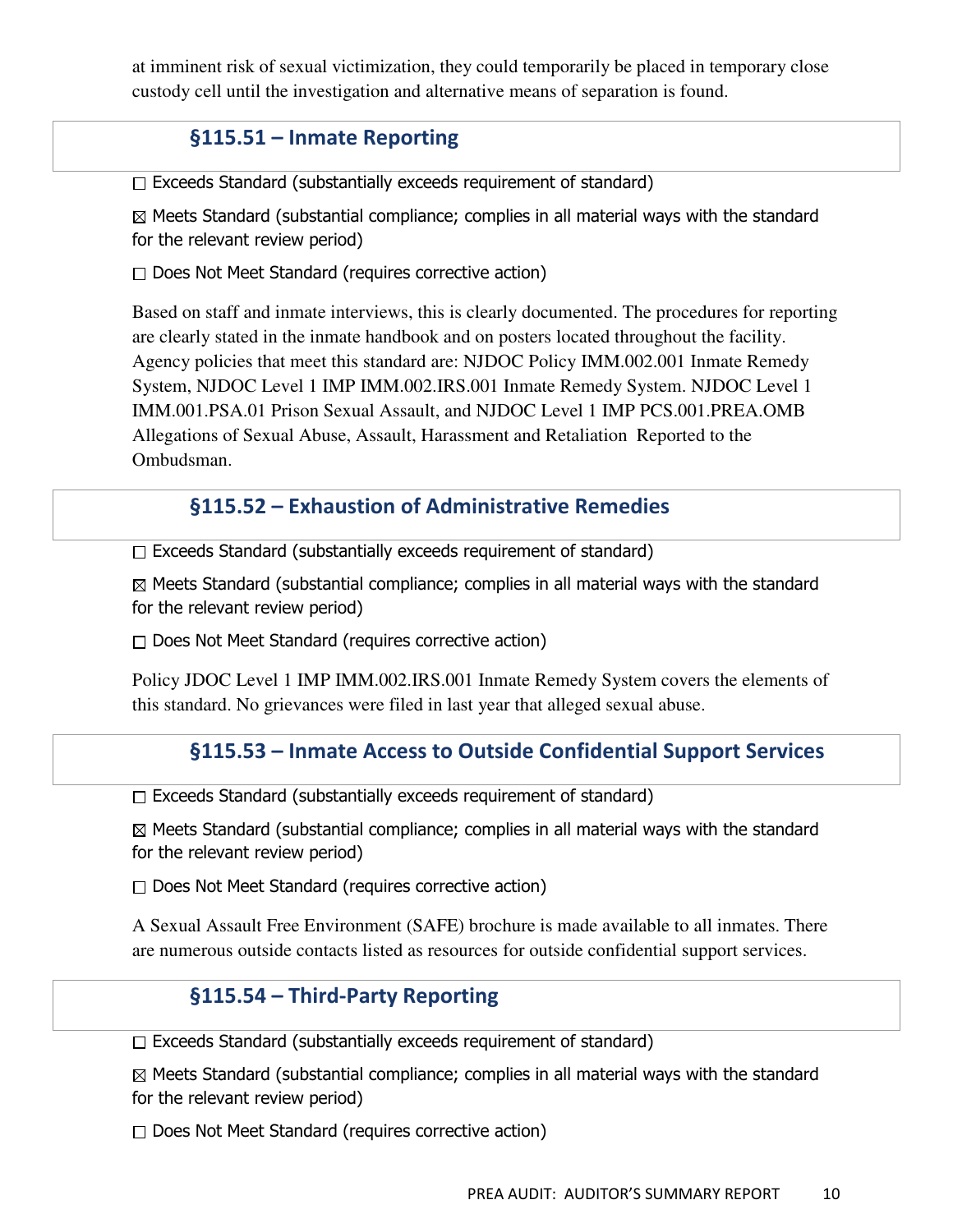at imminent risk of sexual victimization, they could temporarily be placed in temporary close custody cell until the investigation and alternative means of separation is found.

## §115.51 – Inmate Reporting

☐ Exceeds Standard (substantially exceeds requirement of standard)

☒ Meets Standard (substantial compliance; complies in all material ways with the standard for the relevant review period)

☐ Does Not Meet Standard (requires corrective action)

Based on staff and inmate interviews, this is clearly documented. The procedures for reporting are clearly stated in the inmate handbook and on posters located throughout the facility. Agency policies that meet this standard are: NJDOC Policy IMM.002.001 Inmate Remedy System, NJDOC Level 1 IMP IMM.002.IRS.001 Inmate Remedy System. NJDOC Level 1 IMM.001.PSA.01 Prison Sexual Assault, and NJDOC Level 1 IMP PCS.001.PREA.OMB Allegations of Sexual Abuse, Assault, Harassment and Retaliation Reported to the Ombudsman.

## §115.52 – Exhaustion of Administrative Remedies

☐ Exceeds Standard (substantially exceeds requirement of standard)

☒ Meets Standard (substantial compliance; complies in all material ways with the standard for the relevant review period)

☐ Does Not Meet Standard (requires corrective action)

Policy JDOC Level 1 IMP IMM.002.IRS.001 Inmate Remedy System covers the elements of this standard. No grievances were filed in last year that alleged sexual abuse.

## §115.53 – Inmate Access to Outside Confidential Support Services

☐ Exceeds Standard (substantially exceeds requirement of standard)

☒ Meets Standard (substantial compliance; complies in all material ways with the standard for the relevant review period)

☐ Does Not Meet Standard (requires corrective action)

A Sexual Assault Free Environment (SAFE) brochure is made available to all inmates. There are numerous outside contacts listed as resources for outside confidential support services.

## §115.54 – Third-Party Reporting

☐ Exceeds Standard (substantially exceeds requirement of standard)

☒ Meets Standard (substantial compliance; complies in all material ways with the standard for the relevant review period)

☐ Does Not Meet Standard (requires corrective action)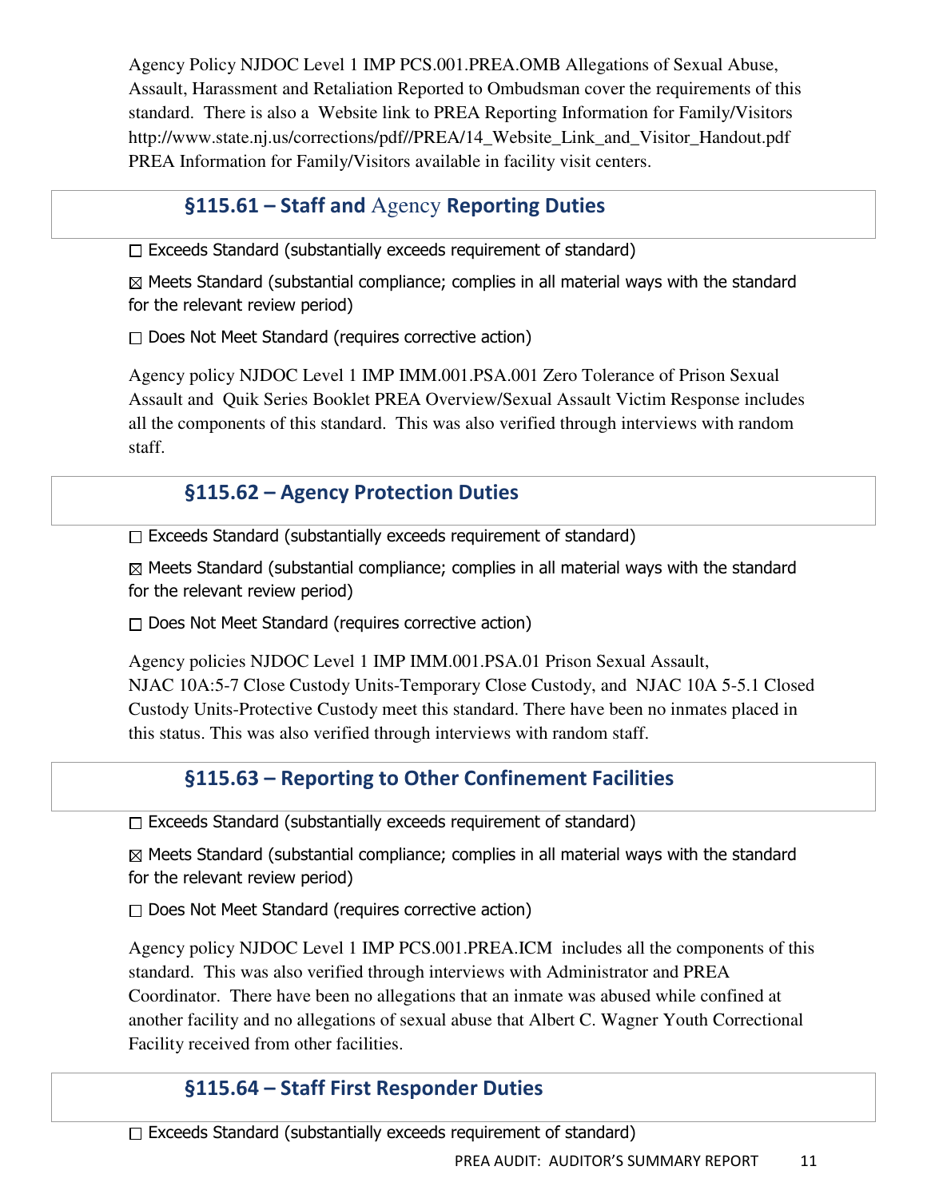Agency Policy NJDOC Level 1 IMP PCS.001.PREA.OMB Allegations of Sexual Abuse, Assault, Harassment and Retaliation Reported to Ombudsman cover the requirements of this standard. There is also a Website link to PREA Reporting Information for Family/Visitors http://www.state.nj.us/corrections/pdf//PREA/14_Website_Link_and_Visitor_Handout.pdf PREA Information for Family/Visitors available in facility visit centers.

## §115.61 – Staff and Agency Reporting Duties

☐ Exceeds Standard (substantially exceeds requirement of standard)

☒ Meets Standard (substantial compliance; complies in all material ways with the standard for the relevant review period)

☐ Does Not Meet Standard (requires corrective action)

Agency policy NJDOC Level 1 IMP IMM.001.PSA.001 Zero Tolerance of Prison Sexual Assault and Quik Series Booklet PREA Overview/Sexual Assault Victim Response includes all the components of this standard. This was also verified through interviews with random staff.

## §115.62 – Agency Protection Duties

☐ Exceeds Standard (substantially exceeds requirement of standard)

☒ Meets Standard (substantial compliance; complies in all material ways with the standard for the relevant review period)

☐ Does Not Meet Standard (requires corrective action)

Agency policies NJDOC Level 1 IMP IMM.001.PSA.01 Prison Sexual Assault, NJAC 10A:5-7 Close Custody Units-Temporary Close Custody, and NJAC 10A 5-5.1 Closed Custody Units-Protective Custody meet this standard. There have been no inmates placed in this status. This was also verified through interviews with random staff.

## §115.63 – Reporting to Other Confinement Facilities

☐ Exceeds Standard (substantially exceeds requirement of standard)

☒ Meets Standard (substantial compliance; complies in all material ways with the standard for the relevant review period)

☐ Does Not Meet Standard (requires corrective action)

Agency policy NJDOC Level 1 IMP PCS.001.PREA.ICM includes all the components of this standard. This was also verified through interviews with Administrator and PREA Coordinator. There have been no allegations that an inmate was abused while confined at another facility and no allegations of sexual abuse that Albert C. Wagner Youth Correctional Facility received from other facilities.

## §115.64 – Staff First Responder Duties

☐ Exceeds Standard (substantially exceeds requirement of standard)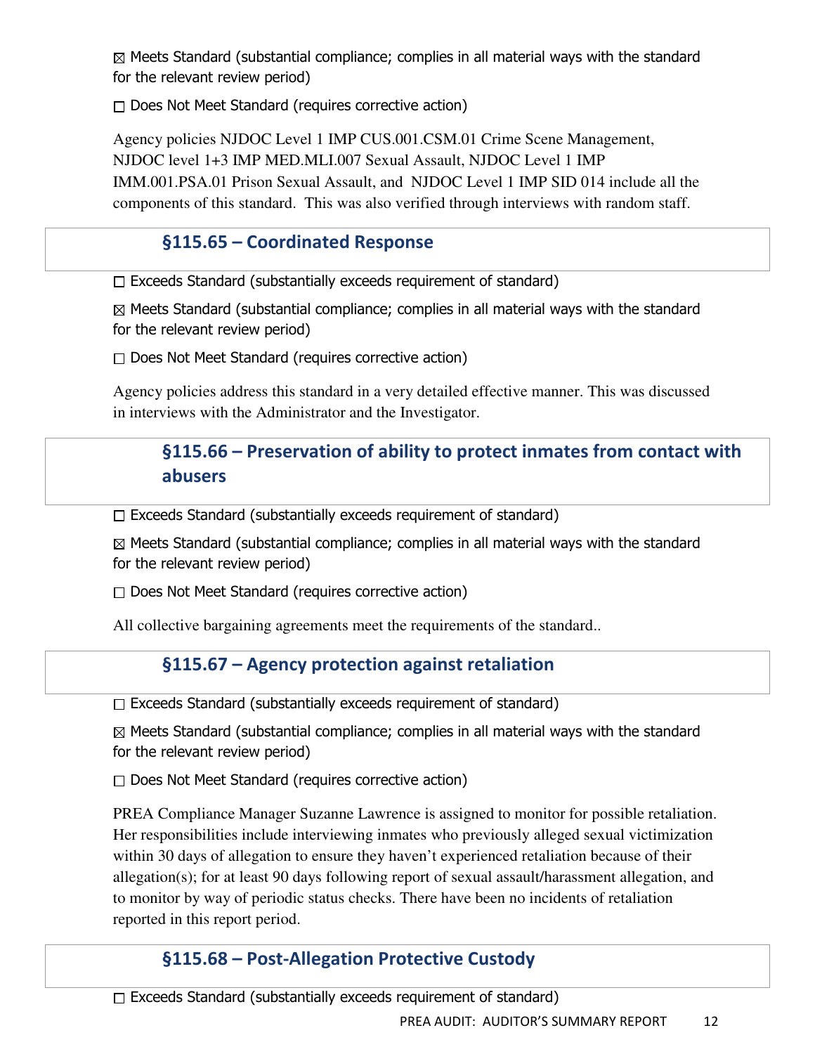☒ Meets Standard (substantial compliance; complies in all material ways with the standard for the relevant review period)

☐ Does Not Meet Standard (requires corrective action)

Agency policies NJDOC Level 1 IMP CUS.001.CSM.01 Crime Scene Management, NJDOC level 1+3 IMP MED.MLI.007 Sexual Assault, NJDOC Level 1 IMP IMM.001.PSA.01 Prison Sexual Assault, and NJDOC Level 1 IMP SID 014 include all the components of this standard. This was also verified through interviews with random staff.

## §115.65 – Coordinated Response

☐ Exceeds Standard (substantially exceeds requirement of standard)

☒ Meets Standard (substantial compliance; complies in all material ways with the standard for the relevant review period)

☐ Does Not Meet Standard (requires corrective action)

Agency policies address this standard in a very detailed effective manner. This was discussed in interviews with the Administrator and the Investigator.

## §115.66 – Preservation of ability to protect inmates from contact with abusers

☐ Exceeds Standard (substantially exceeds requirement of standard)

☒ Meets Standard (substantial compliance; complies in all material ways with the standard for the relevant review period)

☐ Does Not Meet Standard (requires corrective action)

All collective bargaining agreements meet the requirements of the standard..

## §115.67 – Agency protection against retaliation

☐ Exceeds Standard (substantially exceeds requirement of standard)

☒ Meets Standard (substantial compliance; complies in all material ways with the standard for the relevant review period)

☐ Does Not Meet Standard (requires corrective action)

PREA Compliance Manager Suzanne Lawrence is assigned to monitor for possible retaliation. Her responsibilities include interviewing inmates who previously alleged sexual victimization within 30 days of allegation to ensure they haven't experienced retaliation because of their allegation(s); for at least 90 days following report of sexual assault/harassment allegation, and to monitor by way of periodic status checks. There have been no incidents of retaliation reported in this report period.

## §115.68 – Post-Allegation Protective Custody

☐ Exceeds Standard (substantially exceeds requirement of standard)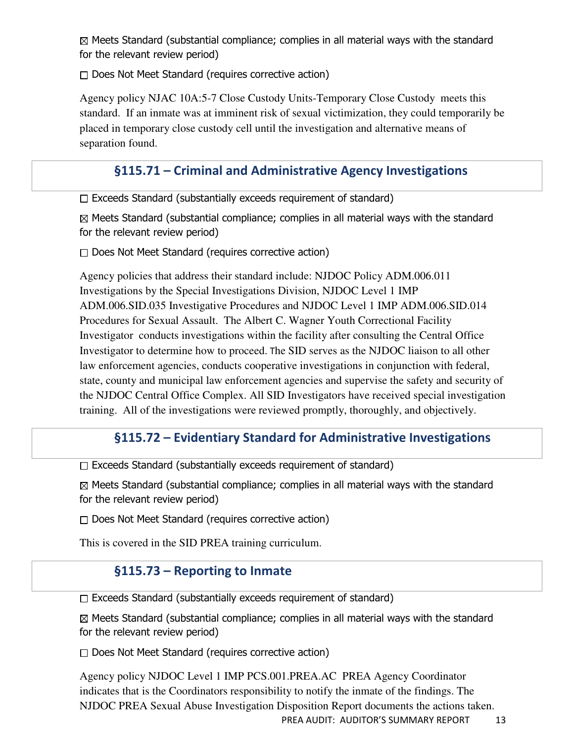☒ Meets Standard (substantial compliance; complies in all material ways with the standard for the relevant review period)

☐ Does Not Meet Standard (requires corrective action)

Agency policy NJAC 10A:5-7 Close Custody Units-Temporary Close Custody meets this standard. If an inmate was at imminent risk of sexual victimization, they could temporarily be placed in temporary close custody cell until the investigation and alternative means of separation found.

## §115.71 – Criminal and Administrative Agency Investigations

☐ Exceeds Standard (substantially exceeds requirement of standard)

☒ Meets Standard (substantial compliance; complies in all material ways with the standard for the relevant review period)

☐ Does Not Meet Standard (requires corrective action)

Agency policies that address their standard include: NJDOC Policy ADM.006.011 Investigations by the Special Investigations Division, NJDOC Level 1 IMP ADM.006.SID.035 Investigative Procedures and NJDOC Level 1 IMP ADM.006.SID.014 Procedures for Sexual Assault. The Albert C. Wagner Youth Correctional Facility Investigator conducts investigations within the facility after consulting the Central Office Investigator to determine how to proceed. The SID serves as the NJDOC liaison to all other law enforcement agencies, conducts cooperative investigations in conjunction with federal, state, county and municipal law enforcement agencies and supervise the safety and security of the NJDOC Central Office Complex. All SID Investigators have received special investigation training. All of the investigations were reviewed promptly, thoroughly, and objectively.

## §115.72 – Evidentiary Standard for Administrative Investigations

☐ Exceeds Standard (substantially exceeds requirement of standard)

☒ Meets Standard (substantial compliance; complies in all material ways with the standard for the relevant review period)

☐ Does Not Meet Standard (requires corrective action)

This is covered in the SID PREA training curriculum.

## §115.73 – Reporting to Inmate

☐ Exceeds Standard (substantially exceeds requirement of standard)

☒ Meets Standard (substantial compliance; complies in all material ways with the standard for the relevant review period)

☐ Does Not Meet Standard (requires corrective action)

Agency policy NJDOC Level 1 IMP PCS.001.PREA.AC PREA Agency Coordinator indicates that is the Coordinators responsibility to notify the inmate of the findings. The NJDOC PREA Sexual Abuse Investigation Disposition Report documents the actions taken.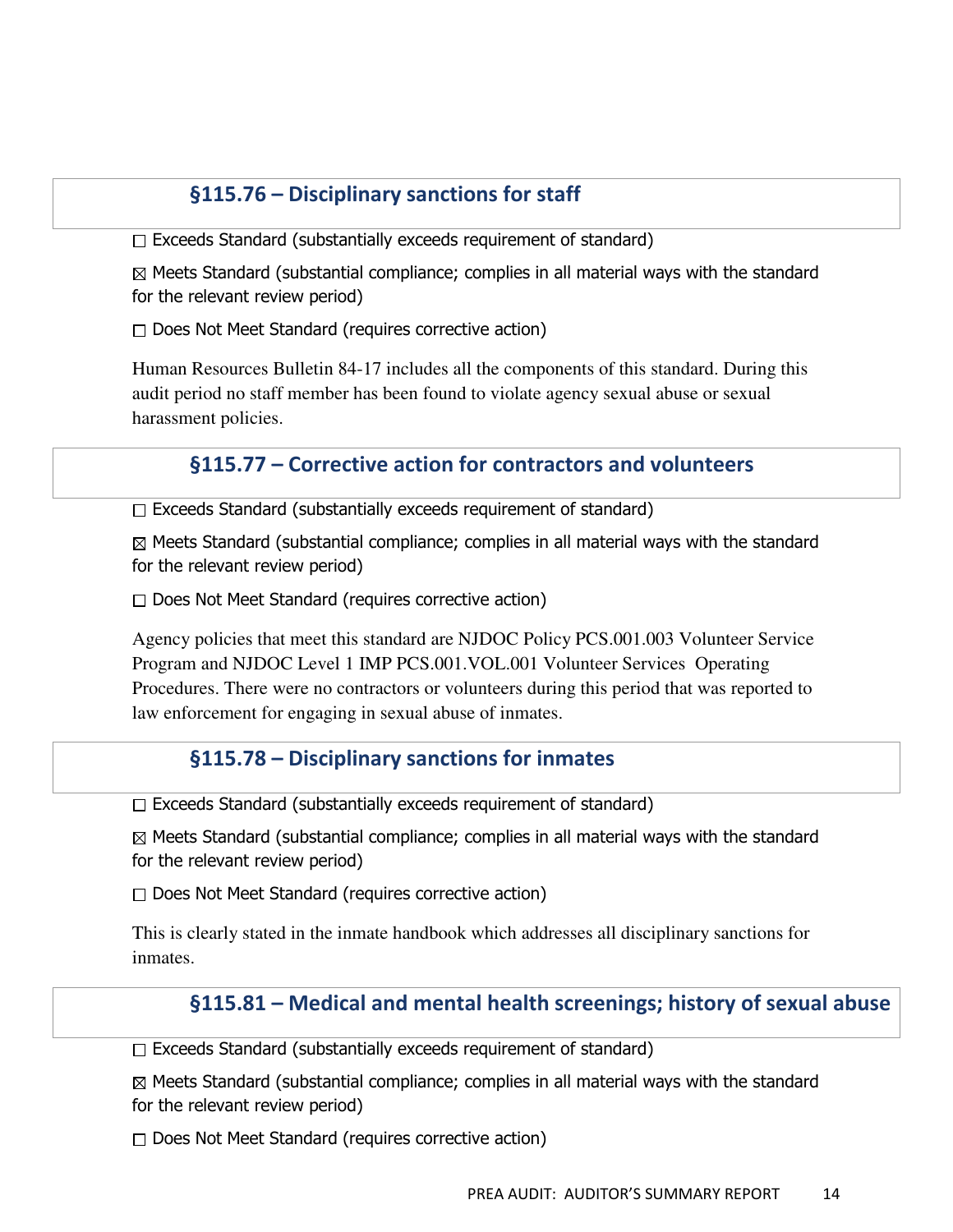## §115.76 – Disciplinary sanctions for staff

☐ Exceeds Standard (substantially exceeds requirement of standard)

☒ Meets Standard (substantial compliance; complies in all material ways with the standard for the relevant review period)

☐ Does Not Meet Standard (requires corrective action)

Human Resources Bulletin 84-17 includes all the components of this standard. During this audit period no staff member has been found to violate agency sexual abuse or sexual harassment policies.

## §115.77 – Corrective action for contractors and volunteers

☐ Exceeds Standard (substantially exceeds requirement of standard)

☒ Meets Standard (substantial compliance; complies in all material ways with the standard for the relevant review period)

☐ Does Not Meet Standard (requires corrective action)

Agency policies that meet this standard are NJDOC Policy PCS.001.003 Volunteer Service Program and NJDOC Level 1 IMP PCS.001.VOL.001 Volunteer Services Operating Procedures. There were no contractors or volunteers during this period that was reported to law enforcement for engaging in sexual abuse of inmates.

## §115.78 – Disciplinary sanctions for inmates

☐ Exceeds Standard (substantially exceeds requirement of standard)

☒ Meets Standard (substantial compliance; complies in all material ways with the standard for the relevant review period)

☐ Does Not Meet Standard (requires corrective action)

This is clearly stated in the inmate handbook which addresses all disciplinary sanctions for inmates.

## §115.81 – Medical and mental health screenings; history of sexual abuse

☐ Exceeds Standard (substantially exceeds requirement of standard)

☒ Meets Standard (substantial compliance; complies in all material ways with the standard for the relevant review period)

☐ Does Not Meet Standard (requires corrective action)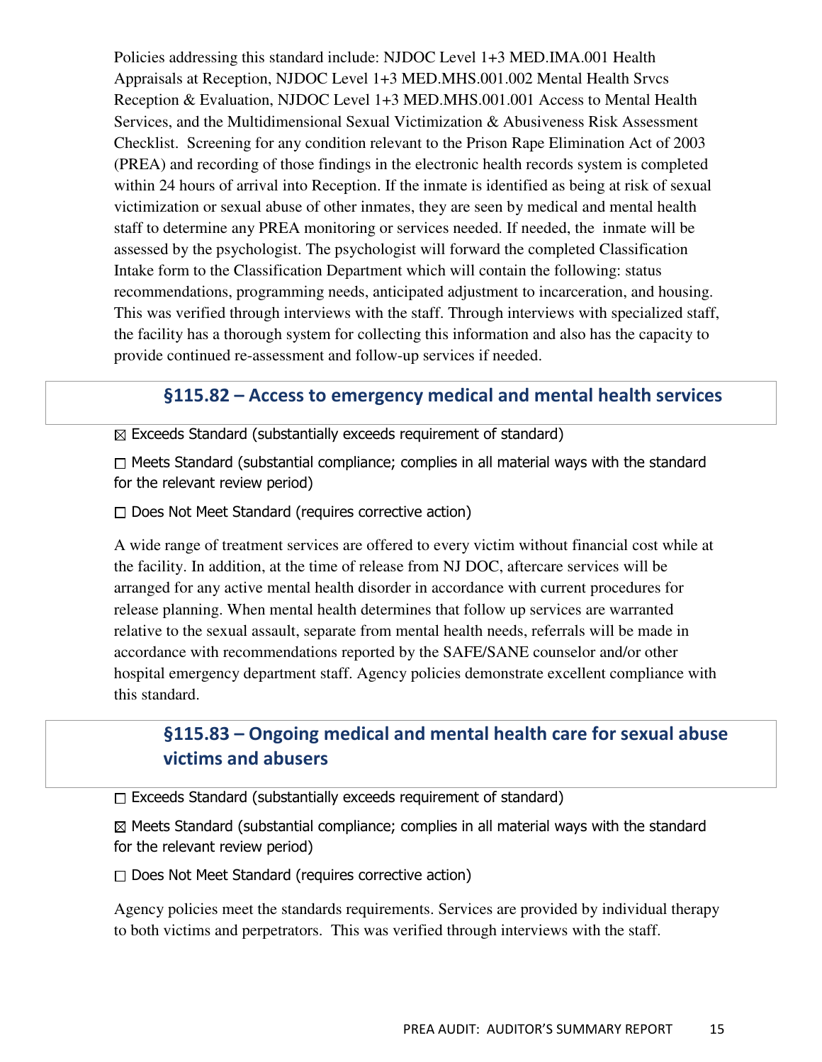Policies addressing this standard include: NJDOC Level 1+3 MED.IMA.001 Health Appraisals at Reception, NJDOC Level 1+3 MED.MHS.001.002 Mental Health Srvcs Reception & Evaluation, NJDOC Level 1+3 MED.MHS.001.001 Access to Mental Health Services, and the Multidimensional Sexual Victimization & Abusiveness Risk Assessment Checklist. Screening for any condition relevant to the Prison Rape Elimination Act of 2003 (PREA) and recording of those findings in the electronic health records system is completed within 24 hours of arrival into Reception. If the inmate is identified as being at risk of sexual victimization or sexual abuse of other inmates, they are seen by medical and mental health staff to determine any PREA monitoring or services needed. If needed, the inmate will be assessed by the psychologist. The psychologist will forward the completed Classification Intake form to the Classification Department which will contain the following: status recommendations, programming needs, anticipated adjustment to incarceration, and housing. This was verified through interviews with the staff. Through interviews with specialized staff, the facility has a thorough system for collecting this information and also has the capacity to provide continued re-assessment and follow-up services if needed.

## §115.82 – Access to emergency medical and mental health services

☒ Exceeds Standard (substantially exceeds requirement of standard)

☐ Meets Standard (substantial compliance; complies in all material ways with the standard for the relevant review period)

☐ Does Not Meet Standard (requires corrective action)

A wide range of treatment services are offered to every victim without financial cost while at the facility. In addition, at the time of release from NJ DOC, aftercare services will be arranged for any active mental health disorder in accordance with current procedures for release planning. When mental health determines that follow up services are warranted relative to the sexual assault, separate from mental health needs, referrals will be made in accordance with recommendations reported by the SAFE/SANE counselor and/or other hospital emergency department staff. Agency policies demonstrate excellent compliance with this standard.

## §115.83 – Ongoing medical and mental health care for sexual abuse victims and abusers

☐ Exceeds Standard (substantially exceeds requirement of standard)

☒ Meets Standard (substantial compliance; complies in all material ways with the standard for the relevant review period)

☐ Does Not Meet Standard (requires corrective action)

Agency policies meet the standards requirements. Services are provided by individual therapy to both victims and perpetrators. This was verified through interviews with the staff.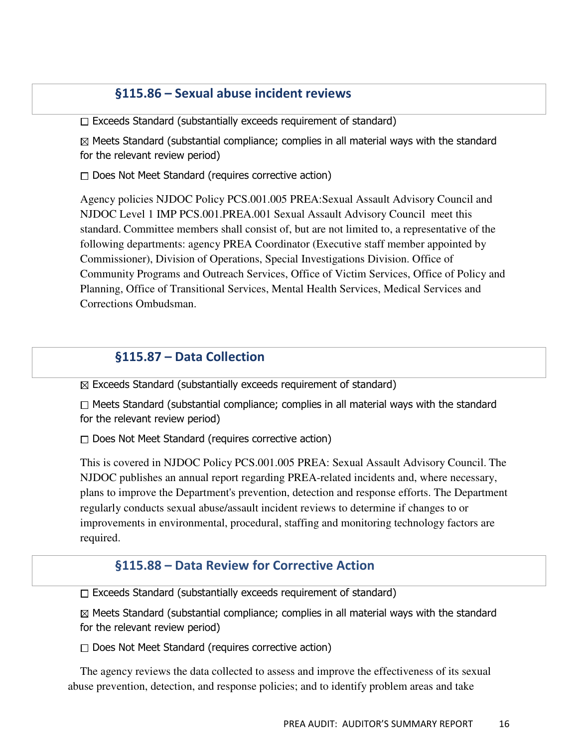## §115.86 – Sexual abuse incident reviews

☐ Exceeds Standard (substantially exceeds requirement of standard)

☒ Meets Standard (substantial compliance; complies in all material ways with the standard for the relevant review period)

☐ Does Not Meet Standard (requires corrective action)

Agency policies NJDOC Policy PCS.001.005 PREA:Sexual Assault Advisory Council and NJDOC Level 1 IMP PCS.001.PREA.001 Sexual Assault Advisory Council meet this standard. Committee members shall consist of, but are not limited to, a representative of the following departments: agency PREA Coordinator (Executive staff member appointed by Commissioner), Division of Operations, Special Investigations Division. Office of Community Programs and Outreach Services, Office of Victim Services, Office of Policy and Planning, Office of Transitional Services, Mental Health Services, Medical Services and Corrections Ombudsman.

## §115.87 – Data Collection

☒ Exceeds Standard (substantially exceeds requirement of standard)

☐ Meets Standard (substantial compliance; complies in all material ways with the standard for the relevant review period)

☐ Does Not Meet Standard (requires corrective action)

This is covered in NJDOC Policy PCS.001.005 PREA: Sexual Assault Advisory Council. The NJDOC publishes an annual report regarding PREA-related incidents and, where necessary, plans to improve the Department's prevention, detection and response efforts. The Department regularly conducts sexual abuse/assault incident reviews to determine if changes to or improvements in environmental, procedural, staffing and monitoring technology factors are required.

## §115.88 – Data Review for Corrective Action

☐ Exceeds Standard (substantially exceeds requirement of standard)

☒ Meets Standard (substantial compliance; complies in all material ways with the standard for the relevant review period)

☐ Does Not Meet Standard (requires corrective action)

The agency reviews the data collected to assess and improve the effectiveness of its sexual abuse prevention, detection, and response policies; and to identify problem areas and take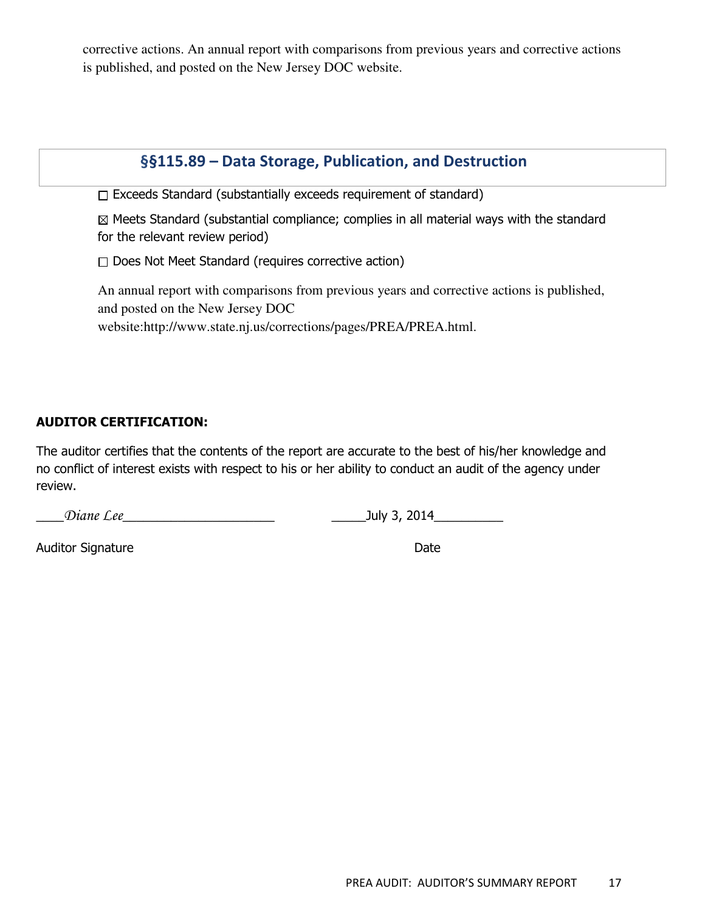corrective actions. An annual report with comparisons from previous years and corrective actions is published, and posted on the New Jersey DOC website.

## §§115.89 – Data Storage, Publication, and Destruction

☐ Exceeds Standard (substantially exceeds requirement of standard)

☒ Meets Standard (substantial compliance; complies in all material ways with the standard for the relevant review period)

☐ Does Not Meet Standard (requires corrective action)

An annual report with comparisons from previous years and corrective actions is published, and posted on the New Jersey DOC website:http://www.state.nj.us/corrections/pages/PREA/PREA.html.

**AUDITOR CERTIFICATION:**

The auditor certifies that the contents of the report are accurate to the best of his/her knowledge and no conflict of interest exists with respect to his or her ability to conduct an audit of the agency under review.

____*Diane Lee*______________________ _____July 3, 2014__________

Auditor Signature Date